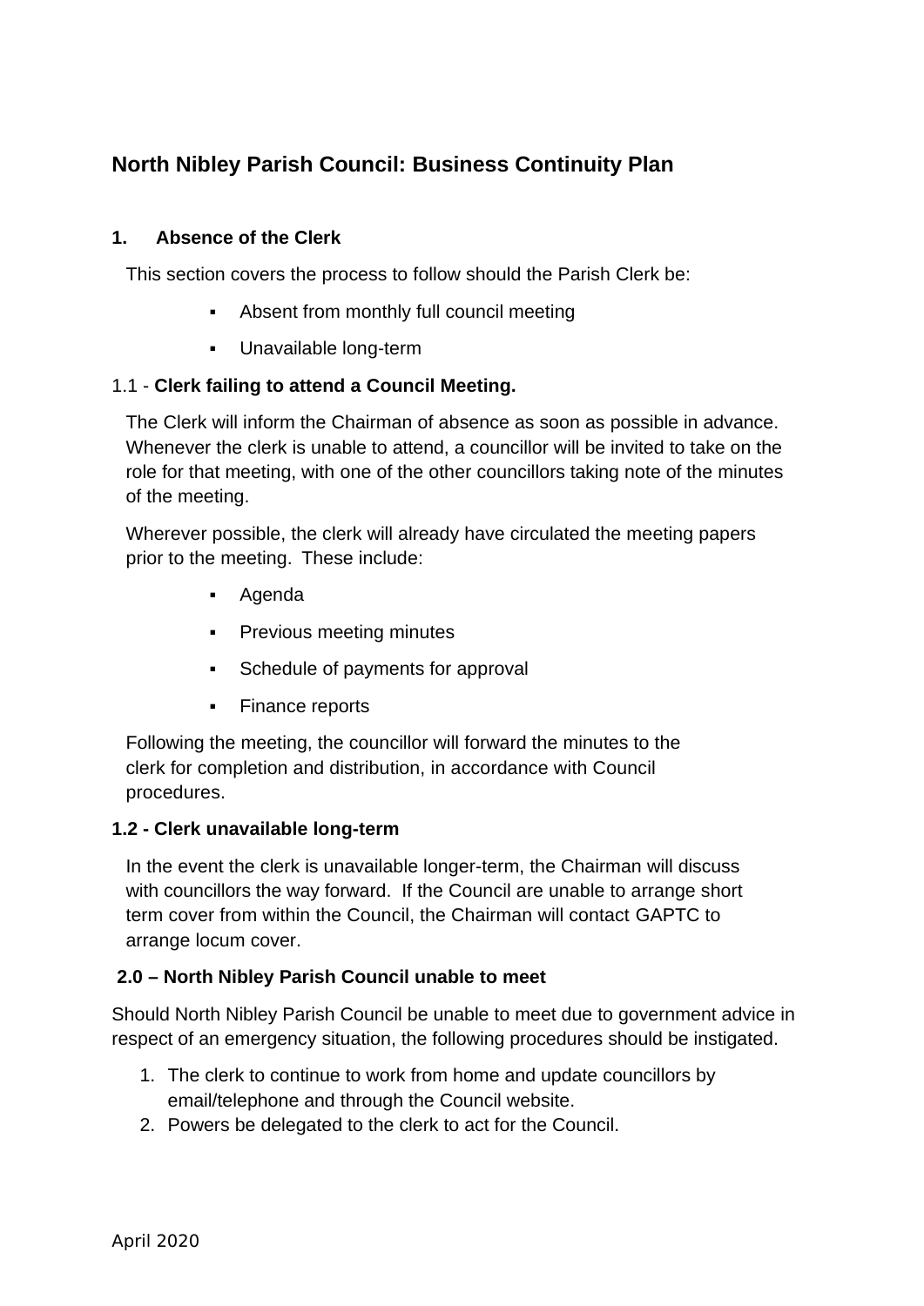# North Nibley Parish Council: Business Continuity Plan

## 1. Absence of the Clerk

This section covers the process to follow should the Parish Clerk be:

- Absent from monthly full council meeting
- Unavailable long-term

### 1.1 - **Clerk failing to attend a Council Meeting.**

The Clerk will inform the Chairman of absence as soon as possible in advance. Whenever the clerk is unable to attend, a councillor will be invited to take on the role for that meeting, with one of the other councillors taking note of the minutes of the meeting.

Wherever possible, the clerk will already have circulated the meeting papers prior to the meeting. These include:

- Agenda
- Previous meeting minutes
- Schedule of payments for approval
- Finance reports

Following the meeting, the councillor will forward the minutes to the clerk for completion and distribution, in accordance with Council procedures.

### 1.2 - Clerk unavailable long-term

In the event the clerk is unavailable longer-term, the Chairman will discuss with councillors the way forward. If the Council are unable to arrange short term cover from within the Council, the Chairman will contact GAPTC to arrange locum cover.

## 2.0 – North Nibley Parish Council unable to meet

Should North Nibley Parish Council be unable to meet due to government advice in respect of an emergency situation, the following procedures should be instigated.

1. The clerk to continue to work from home and update councillors by email/telephone and through the Council website.
2. Powers be delegated to the clerk to act for the Council.

April 2020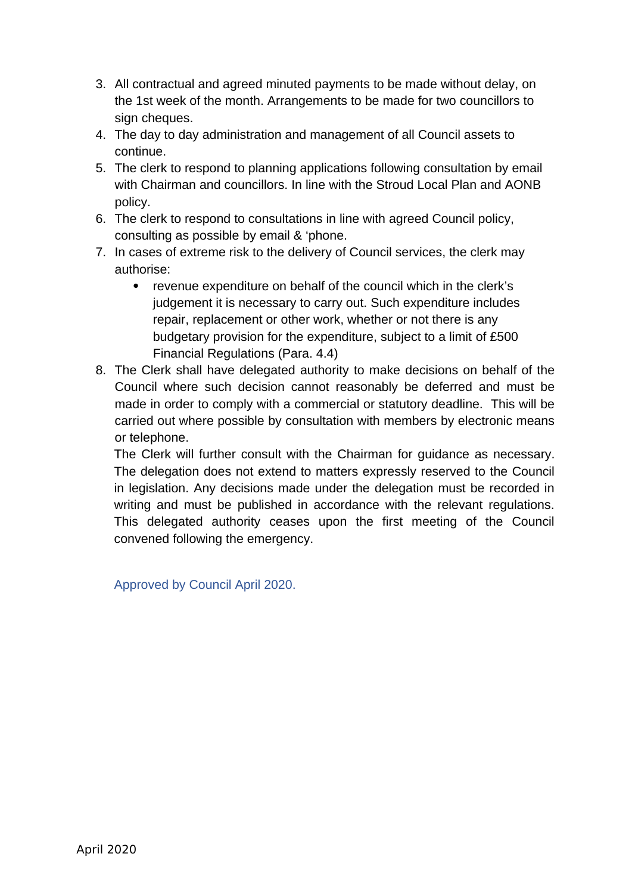3. All contractual and agreed minuted payments to be made without delay, on the 1st week of the month. Arrangements to be made for two councillors to sign cheques.
4. The day to day administration and management of all Council assets to continue.
5. The clerk to respond to planning applications following consultation by email with Chairman and councillors. In line with the Stroud Local Plan and AONB policy.
6. The clerk to respond to consultations in line with agreed Council policy, consulting as possible by email & 'phone.
7. In cases of extreme risk to the delivery of Council services, the clerk may authorise:
   - revenue expenditure on behalf of the council which in the clerk's judgement it is necessary to carry out. Such expenditure includes repair, replacement or other work, whether or not there is any budgetary provision for the expenditure, subject to a limit of £500 Financial Regulations (Para. 4.4)
8. The Clerk shall have delegated authority to make decisions on behalf of the Council where such decision cannot reasonably be deferred and must be made in order to comply with a commercial or statutory deadline. This will be carried out where possible by consultation with members by electronic means or telephone.

   The Clerk will further consult with the Chairman for guidance as necessary. The delegation does not extend to matters expressly reserved to the Council in legislation. Any decisions made under the delegation must be recorded in writing and must be published in accordance with the relevant regulations. This delegated authority ceases upon the first meeting of the Council convened following the emergency.

Approved by Council April 2020.